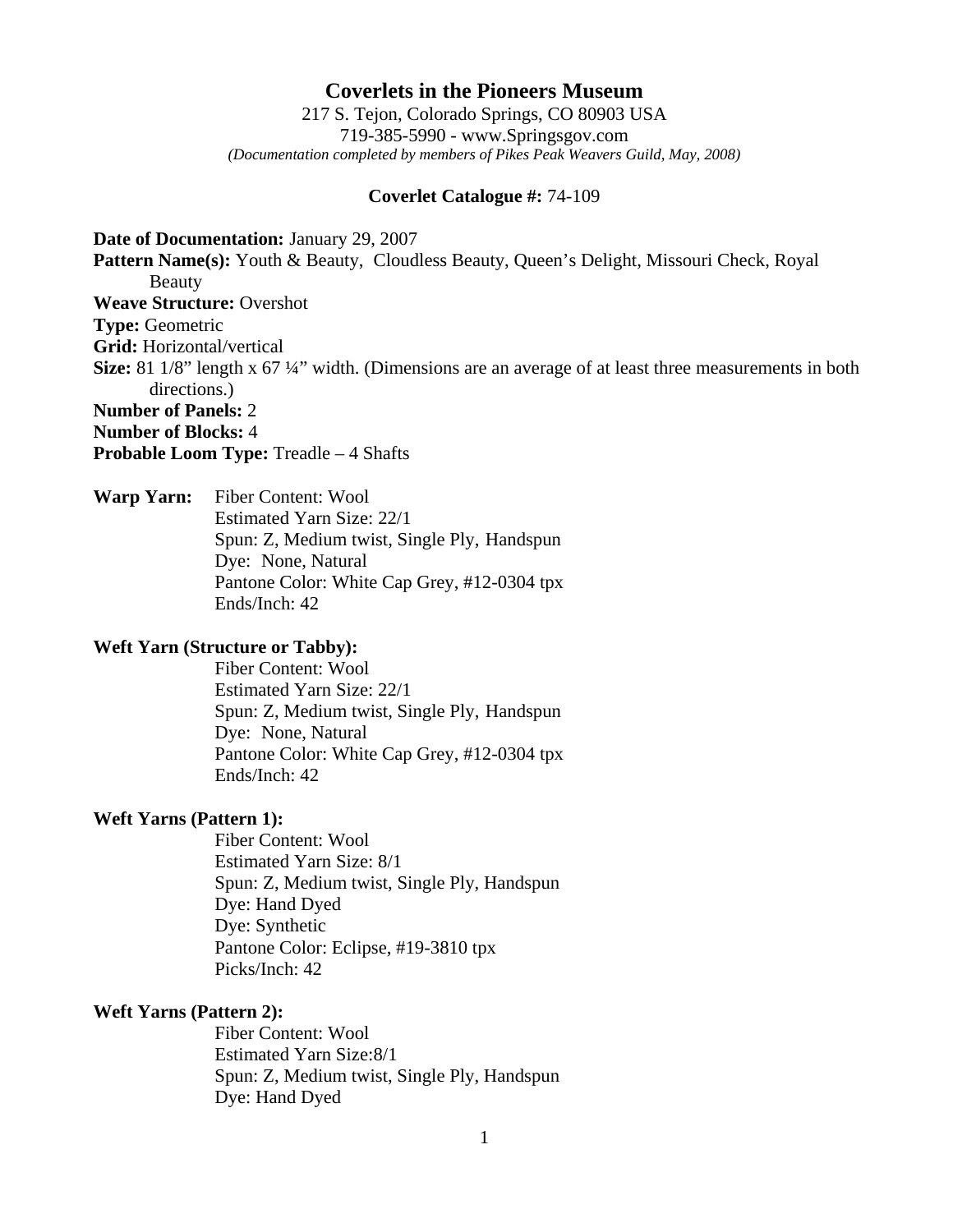# Coverlets in the Pioneers Museum

217 S. Tejon, Colorado Springs, CO 80903 USA
719-385-5990 - www.Springsgov.com
*(Documentation completed by members of Pikes Peak Weavers Guild, May, 2008)*

**Coverlet Catalogue #:** 74-109

**Date of Documentation:** January 29, 2007
**Pattern Name(s):** Youth & Beauty, Cloudless Beauty, Queen's Delight, Missouri Check, Royal Beauty
**Weave Structure:** Overshot
**Type:** Geometric
**Grid:** Horizontal/vertical
**Size:** 81 1/8" length x 67 ¼" width. (Dimensions are an average of at least three measurements in both directions.)
**Number of Panels:** 2
**Number of Blocks:** 4
**Probable Loom Type:** Treadle – 4 Shafts

**Warp Yarn:**
Fiber Content: Wool
Estimated Yarn Size: 22/1
Spun: Z, Medium twist, Single Ply, Handspun
Dye: None, Natural
Pantone Color: White Cap Grey, #12-0304 tpx
Ends/Inch: 42

**Weft Yarn (Structure or Tabby):**
Fiber Content: Wool
Estimated Yarn Size: 22/1
Spun: Z, Medium twist, Single Ply, Handspun
Dye: None, Natural
Pantone Color: White Cap Grey, #12-0304 tpx
Ends/Inch: 42

**Weft Yarns (Pattern 1):**
Fiber Content: Wool
Estimated Yarn Size: 8/1
Spun: Z, Medium twist, Single Ply, Handspun
Dye: Hand Dyed
Dye: Synthetic
Pantone Color: Eclipse, #19-3810 tpx
Picks/Inch: 42

**Weft Yarns (Pattern 2):**
Fiber Content: Wool
Estimated Yarn Size:8/1
Spun: Z, Medium twist, Single Ply, Handspun
Dye: Hand Dyed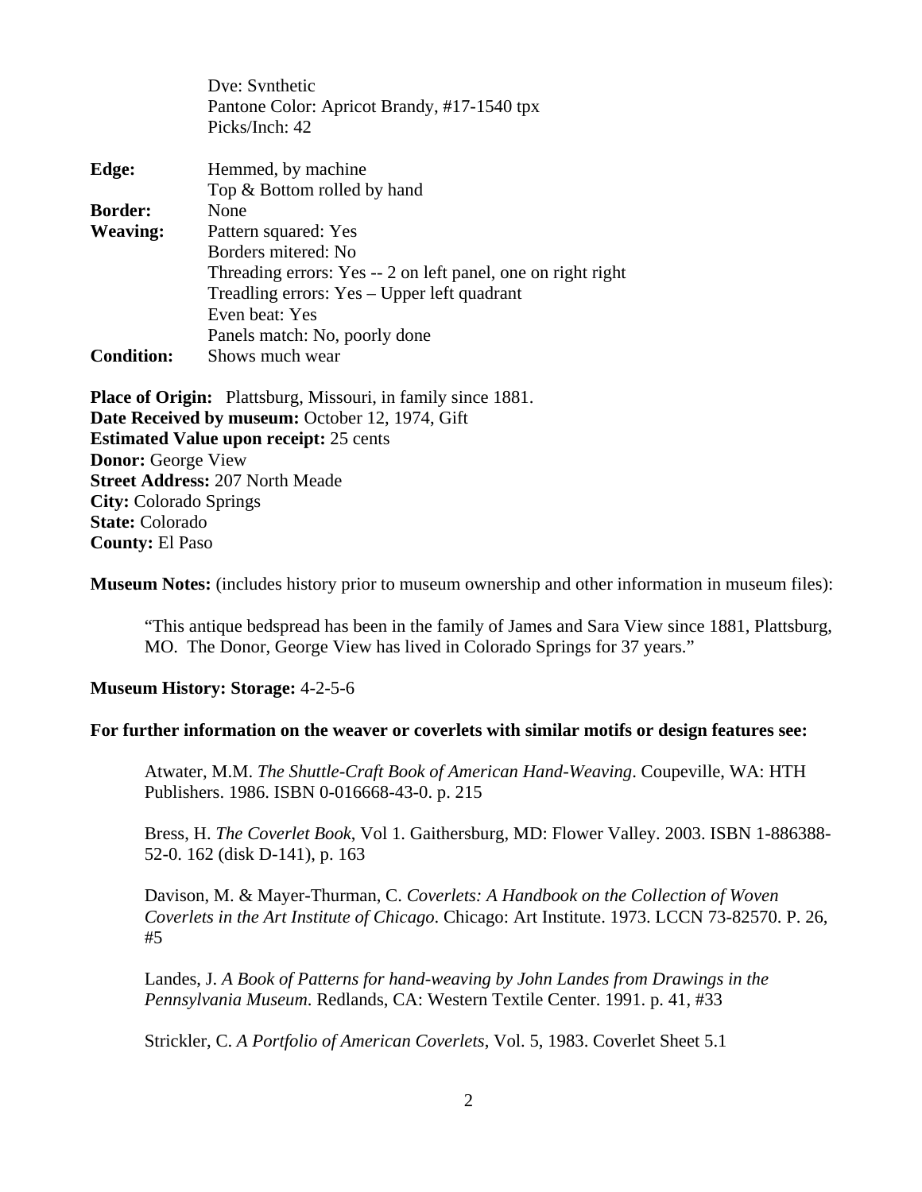Dye: Synthetic
Pantone Color: Apricot Brandy, #17-1540 tpx
Picks/Inch: 42

**Edge:** Hemmed, by machine
Top & Bottom rolled by hand

**Border:** None

**Weaving:** Pattern squared: Yes
Borders mitered: No
Threading errors: Yes -- 2 on left panel, one on right right
Treadling errors: Yes – Upper left quadrant
Even beat: Yes
Panels match: No, poorly done

**Condition:** Shows much wear

**Place of Origin:** Plattsburg, Missouri, in family since 1881.
**Date Received by museum:** October 12, 1974, Gift
**Estimated Value upon receipt:** 25 cents
**Donor:** George View
**Street Address:** 207 North Meade
**City:** Colorado Springs
**State:** Colorado
**County:** El Paso

**Museum Notes:** (includes history prior to museum ownership and other information in museum files):

> "This antique bedspread has been in the family of James and Sara View since 1881, Plattsburg, MO. The Donor, George View has lived in Colorado Springs for 37 years."

**Museum History: Storage:** 4-2-5-6

**For further information on the weaver or coverlets with similar motifs or design features see:**

Atwater, M.M. *The Shuttle-Craft Book of American Hand-Weaving*. Coupeville, WA: HTH Publishers. 1986. ISBN 0-016668-43-0. p. 215

Bress, H. *The Coverlet Book*, Vol 1. Gaithersburg, MD: Flower Valley. 2003. ISBN 1-886388-52-0. 162 (disk D-141), p. 163

Davison, M. & Mayer-Thurman, C. *Coverlets: A Handbook on the Collection of Woven Coverlets in the Art Institute of Chicago.* Chicago: Art Institute. 1973. LCCN 73-82570. P. 26, #5

Landes, J. *A Book of Patterns for hand-weaving by John Landes from Drawings in the Pennsylvania Museum*. Redlands, CA: Western Textile Center. 1991. p. 41, #33

Strickler, C. *A Portfolio of American Coverlets*, Vol. 5, 1983. Coverlet Sheet 5.1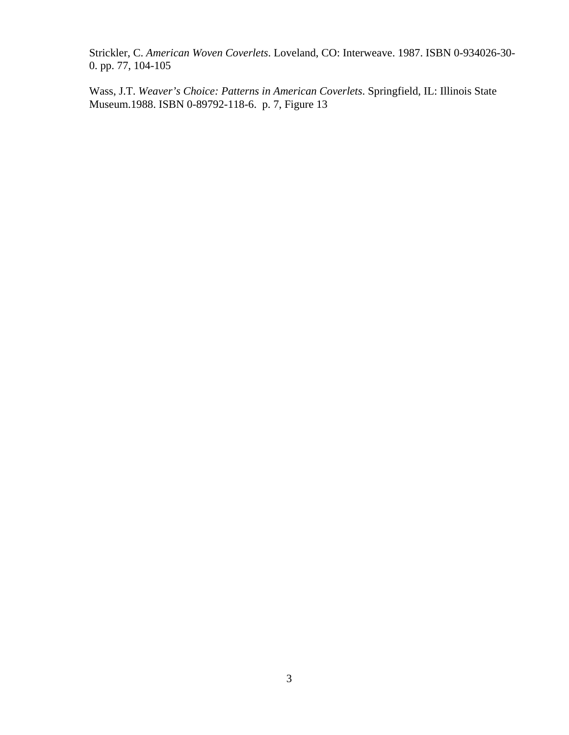Strickler, C. *American Woven Coverlets*. Loveland, CO: Interweave. 1987. ISBN 0-934026-30-0. pp. 77, 104-105

Wass, J.T. *Weaver's Choice: Patterns in American Coverlets*. Springfield, IL: Illinois State Museum.1988. ISBN 0-89792-118-6. p. 7, Figure 13